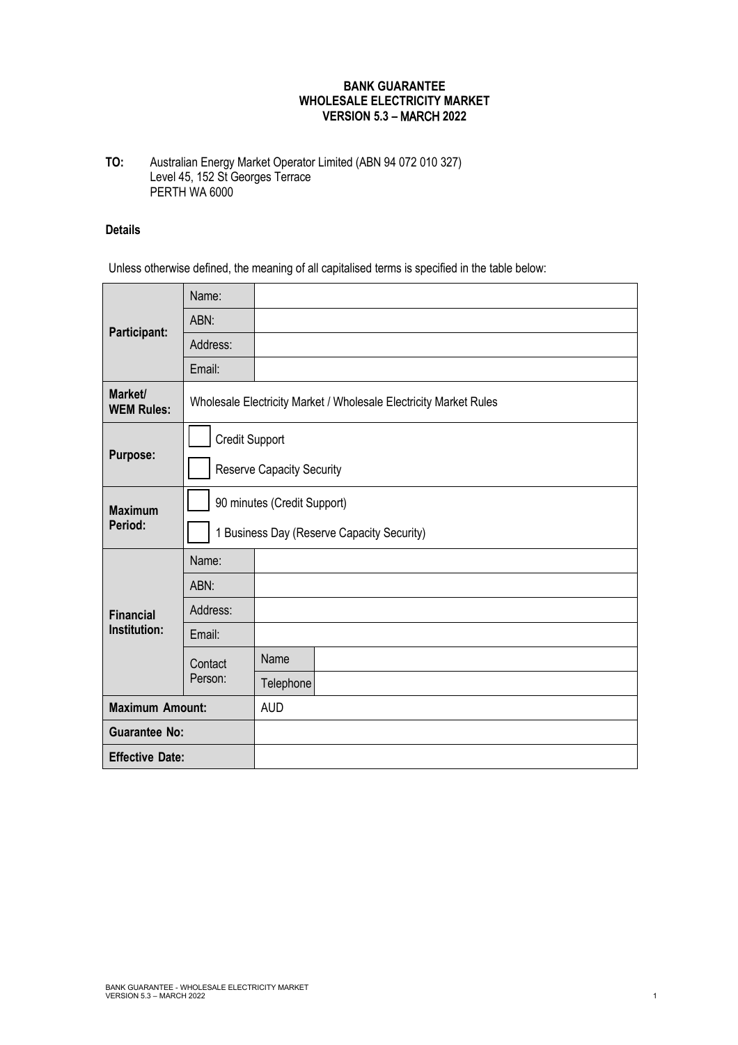# BANK GUARANTEE
## WHOLESALE ELECTRICITY MARKET
## VERSION 5.3 – MARCH 2022

**TO:** Australian Energy Market Operator Limited (ABN 94 072 010 327)
Level 45, 152 St Georges Terrace
PERTH WA 6000

**Details**

Unless otherwise defined, the meaning of all capitalised terms is specified in the table below:

| | | | |
|---|---|---|---|
| **Participant:** | Name: | | |
| | ABN: | | |
| | Address: | | |
| | Email: | | |
| **Market/ WEM Rules:** | Wholesale Electricity Market / Wholesale Electricity Market Rules | | |
| **Purpose:** | ☐ Credit Support | | |
| | ☐ Reserve Capacity Security | | |
| **Maximum Period:** | ☐ 90 minutes (Credit Support) | | |
| | ☐ 1 Business Day (Reserve Capacity Security) | | |
| **Financial Institution:** | Name: | | |
| | ABN: | | |
| | Address: | | |
| | Email: | | |
| | Contact Person: | Name | |
| | | Telephone | |
| **Maximum Amount:** | | AUD | |
| **Guarantee No:** | | | |
| **Effective Date:** | | | |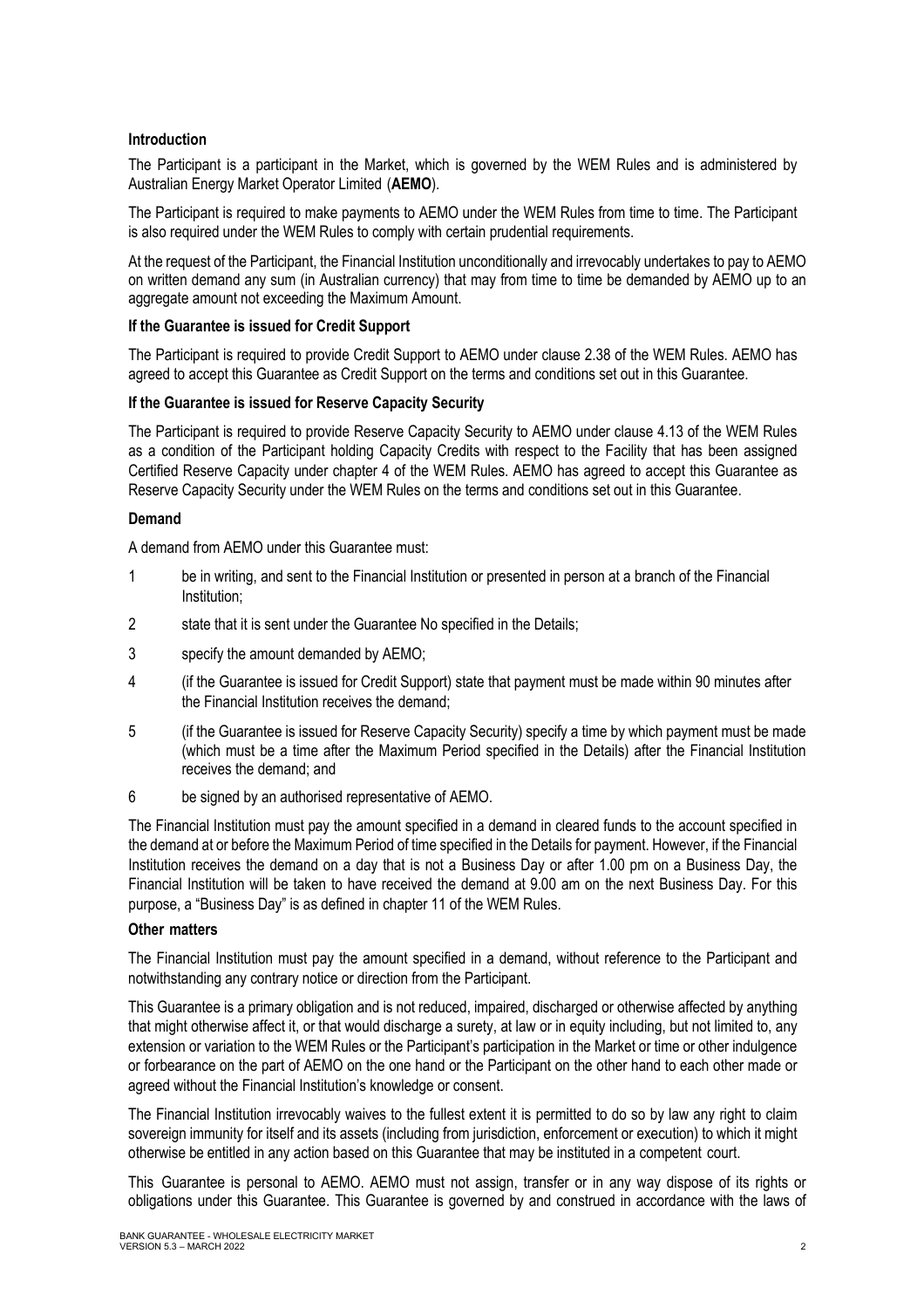**Introduction**

The Participant is a participant in the Market, which is governed by the WEM Rules and is administered by Australian Energy Market Operator Limited (**AEMO**).

The Participant is required to make payments to AEMO under the WEM Rules from time to time. The Participant is also required under the WEM Rules to comply with certain prudential requirements.

At the request of the Participant, the Financial Institution unconditionally and irrevocably undertakes to pay to AEMO on written demand any sum (in Australian currency) that may from time to time be demanded by AEMO up to an aggregate amount not exceeding the Maximum Amount.

**If the Guarantee is issued for Credit Support**

The Participant is required to provide Credit Support to AEMO under clause 2.38 of the WEM Rules. AEMO has agreed to accept this Guarantee as Credit Support on the terms and conditions set out in this Guarantee.

**If the Guarantee is issued for Reserve Capacity Security**

The Participant is required to provide Reserve Capacity Security to AEMO under clause 4.13 of the WEM Rules as a condition of the Participant holding Capacity Credits with respect to the Facility that has been assigned Certified Reserve Capacity under chapter 4 of the WEM Rules. AEMO has agreed to accept this Guarantee as Reserve Capacity Security under the WEM Rules on the terms and conditions set out in this Guarantee.

**Demand**

A demand from AEMO under this Guarantee must:

1. be in writing, and sent to the Financial Institution or presented in person at a branch of the Financial Institution;
2. state that it is sent under the Guarantee No specified in the Details;
3. specify the amount demanded by AEMO;
4. (if the Guarantee is issued for Credit Support) state that payment must be made within 90 minutes after the Financial Institution receives the demand;
5. (if the Guarantee is issued for Reserve Capacity Security) specify a time by which payment must be made (which must be a time after the Maximum Period specified in the Details) after the Financial Institution receives the demand; and
6. be signed by an authorised representative of AEMO.

The Financial Institution must pay the amount specified in a demand in cleared funds to the account specified in the demand at or before the Maximum Period of time specified in the Details for payment. However, if the Financial Institution receives the demand on a day that is not a Business Day or after 1.00 pm on a Business Day, the Financial Institution will be taken to have received the demand at 9.00 am on the next Business Day. For this purpose, a "Business Day" is as defined in chapter 11 of the WEM Rules.

**Other matters**

The Financial Institution must pay the amount specified in a demand, without reference to the Participant and notwithstanding any contrary notice or direction from the Participant.

This Guarantee is a primary obligation and is not reduced, impaired, discharged or otherwise affected by anything that might otherwise affect it, or that would discharge a surety, at law or in equity including, but not limited to, any extension or variation to the WEM Rules or the Participant's participation in the Market or time or other indulgence or forbearance on the part of AEMO on the one hand or the Participant on the other hand to each other made or agreed without the Financial Institution's knowledge or consent.

The Financial Institution irrevocably waives to the fullest extent it is permitted to do so by law any right to claim sovereign immunity for itself and its assets (including from jurisdiction, enforcement or execution) to which it might otherwise be entitled in any action based on this Guarantee that may be instituted in a competent court.

This Guarantee is personal to AEMO. AEMO must not assign, transfer or in any way dispose of its rights or obligations under this Guarantee. This Guarantee is governed by and construed in accordance with the laws of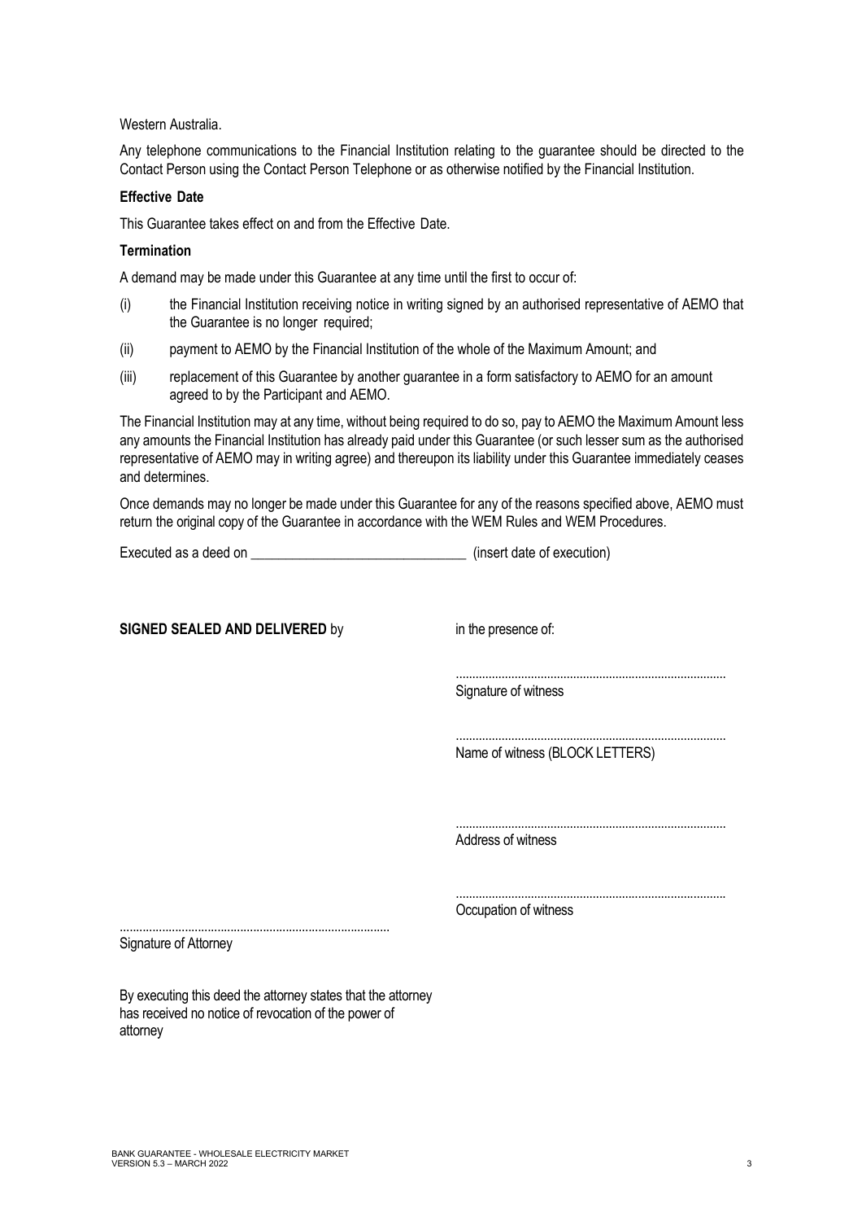Western Australia.

Any telephone communications to the Financial Institution relating to the guarantee should be directed to the Contact Person using the Contact Person Telephone or as otherwise notified by the Financial Institution.

**Effective Date**

This Guarantee takes effect on and from the Effective Date.

**Termination**

A demand may be made under this Guarantee at any time until the first to occur of:

(i) the Financial Institution receiving notice in writing signed by an authorised representative of AEMO that the Guarantee is no longer required;

(ii) payment to AEMO by the Financial Institution of the whole of the Maximum Amount; and

(iii) replacement of this Guarantee by another guarantee in a form satisfactory to AEMO for an amount agreed to by the Participant and AEMO.

The Financial Institution may at any time, without being required to do so, pay to AEMO the Maximum Amount less any amounts the Financial Institution has already paid under this Guarantee (or such lesser sum as the authorised representative of AEMO may in writing agree) and thereupon its liability under this Guarantee immediately ceases and determines.

Once demands may no longer be made under this Guarantee for any of the reasons specified above, AEMO must return the original copy of the Guarantee in accordance with the WEM Rules and WEM Procedures.

Executed as a deed on ______________________________ (insert date of execution)

**SIGNED SEALED AND DELIVERED** by

in the presence of:

....................................................................................
Signature of witness

....................................................................................
Name of witness (BLOCK LETTERS)

....................................................................................
Address of witness

....................................................................................
Occupation of witness

....................................................................................
Signature of Attorney

By executing this deed the attorney states that the attorney has received no notice of revocation of the power of attorney